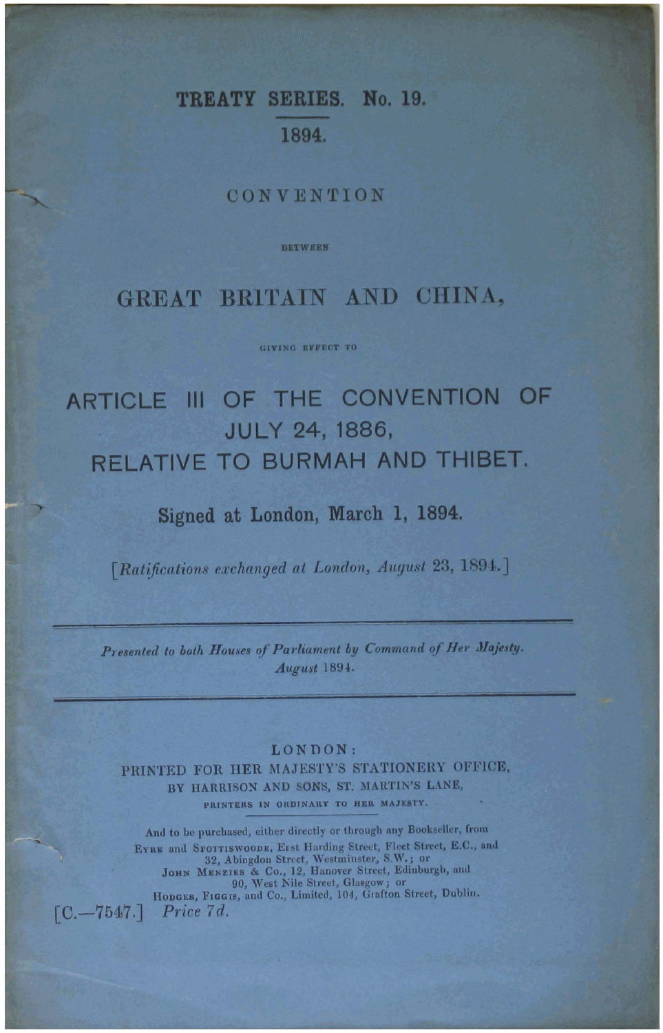TREATY SERIES. No. 19.

1894.

# CONVENTION

BETWEEN

# GREAT BRITAIN AND CHINA,

GIVING EFFECT TO

# ARTICLE III OF THE CONVENTION OF JULY 24, 1886, RELATIVE TO BURMAH AND THIBET.

**Signed at London, March 1, 1894.**

[*Ratifications exchanged at London, August 23, 1894.*]

---

*Presented to both Houses of Parliament by Command of Her Majesty.*
*August 1894.*

---

LONDON:
PRINTED FOR HER MAJESTY'S STATIONERY OFFICE,
BY HARRISON AND SONS, ST. MARTIN'S LANE,
PRINTERS IN ORDINARY TO HER MAJESTY.

And to be purchased, either directly or through any Bookseller, from
EYRE and SPOTTISWOODE, East Harding Street, Fleet Street, E.C., and
32, Abingdon Street, Westminster, S.W.; or
JOHN MENZIES & Co., 12, Hanover Street, Edinburgh, and
90, West Nile Street, Glasgow; or
HODGES, FIGGIS, and Co., Limited, 104, Grafton Street, Dublin.

[C.—7547.] *Price 7d.*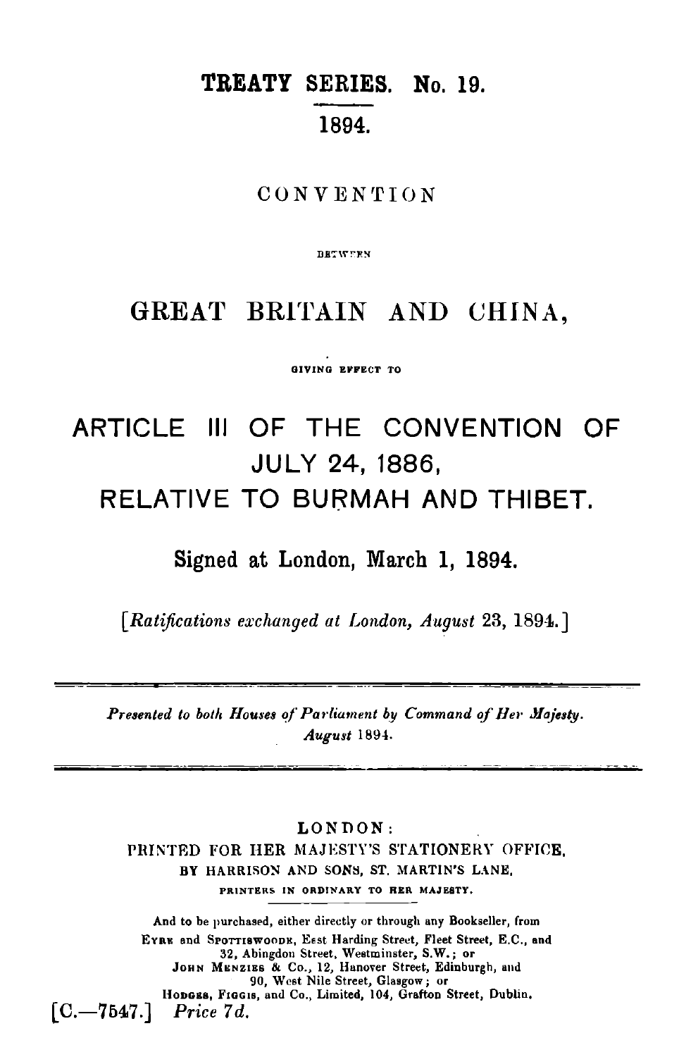# TREATY SERIES. No. 19.

## 1894.

CONVENTION

BETWEEN

# GREAT BRITAIN AND CHINA,

GIVING EFFECT TO

# ARTICLE III OF THE CONVENTION OF JULY 24, 1886, RELATIVE TO BURMAH AND THIBET.

**Signed at London, March 1, 1894.**

*[Ratifications exchanged at London, August 23, 1894.]*

---

*Presented to both Houses of Parliament by Command of Her Majesty. August 1894.*

---

LONDON:
PRINTED FOR HER MAJESTY'S STATIONERY OFFICE,
BY HARRISON AND SONS, ST. MARTIN'S LANE,
PRINTERS IN ORDINARY TO HER MAJESTY.

And to be purchased, either directly or through any Bookseller, from
EYRE and SPOTTISWOODE, East Harding Street, Fleet Street, E.C., and
32, Abingdon Street, Westminster, S.W.; or
JOHN MENZIES & Co., 12, Hanover Street, Edinburgh, and
90, West Nile Street, Glasgow; or
HODGES, FIGGIS, and Co., Limited, 104, Grafton Street, Dublin.

[C.—7547.] *Price 7d.*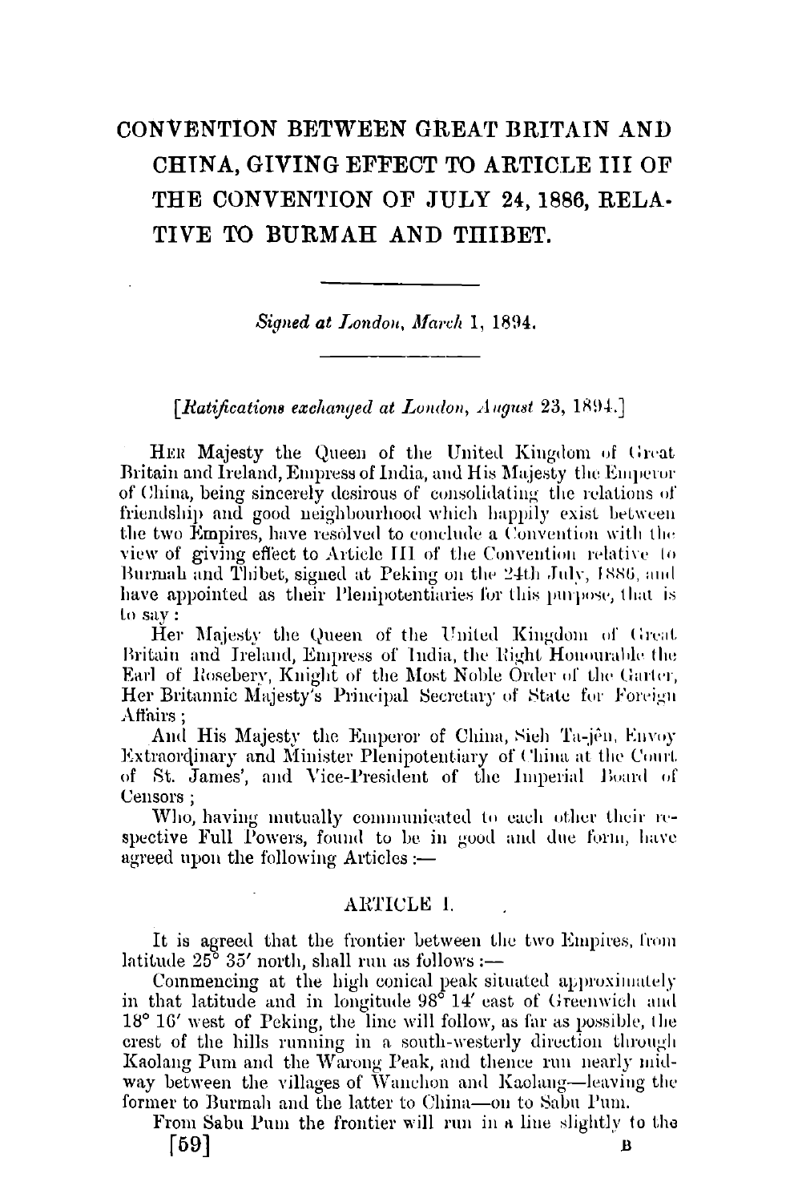# CONVENTION BETWEEN GREAT BRITAIN AND CHINA, GIVING EFFECT TO ARTICLE III OF THE CONVENTION OF JULY 24, 1886, RELATIVE TO BURMAH AND THIBET.

*Signed at London, March* 1, 1894.

[*Ratifications exchanged at London, August* 23, 1894.]

HER Majesty the Queen of the United Kingdom of Great Britain and Ireland, Empress of India, and His Majesty the Emperor of China, being sincerely desirous of consolidating the relations of friendship and good neighbourhood which happily exist between the two Empires, have resolved to conclude a Convention with the view of giving effect to Article III of the Convention relative to Burmah and Thibet, signed at Peking on the 24th July, 1886, and have appointed as their Plenipotentiaries for this purpose, that is to say:

Her Majesty the Queen of the United Kingdom of Great Britain and Ireland, Empress of India, the Right Honourable the Earl of Rosebery, Knight of the Most Noble Order of the Garter, Her Britannic Majesty's Principal Secretary of State for Foreign Affairs;

And His Majesty the Emperor of China, Sieh Ta-jên, Envoy Extraordinary and Minister Plenipotentiary of China at the Court of St. James', and Vice-President of the Imperial Board of Censors;

Who, having mutually communicated to each other their respective Full Powers, found to be in good and due form, have agreed upon the following Articles:—

## ARTICLE I.

It is agreed that the frontier between the two Empires, from latitude 25° 35′ north, shall run as follows:—

Commencing at the high conical peak situated approximately in that latitude and in longitude 98° 14′ east of Greenwich and 18° 16′ west of Peking, the line will follow, as far as possible, the crest of the hills running in a south-westerly direction through Kaolang Pum and the Warong Peak, and thence run nearly midway between the villages of Wanchon and Kaolang—leaving the former to Burmah and the latter to China—on to Sabu Pum.

From Sabu Pum the frontier will run in a line slightly to the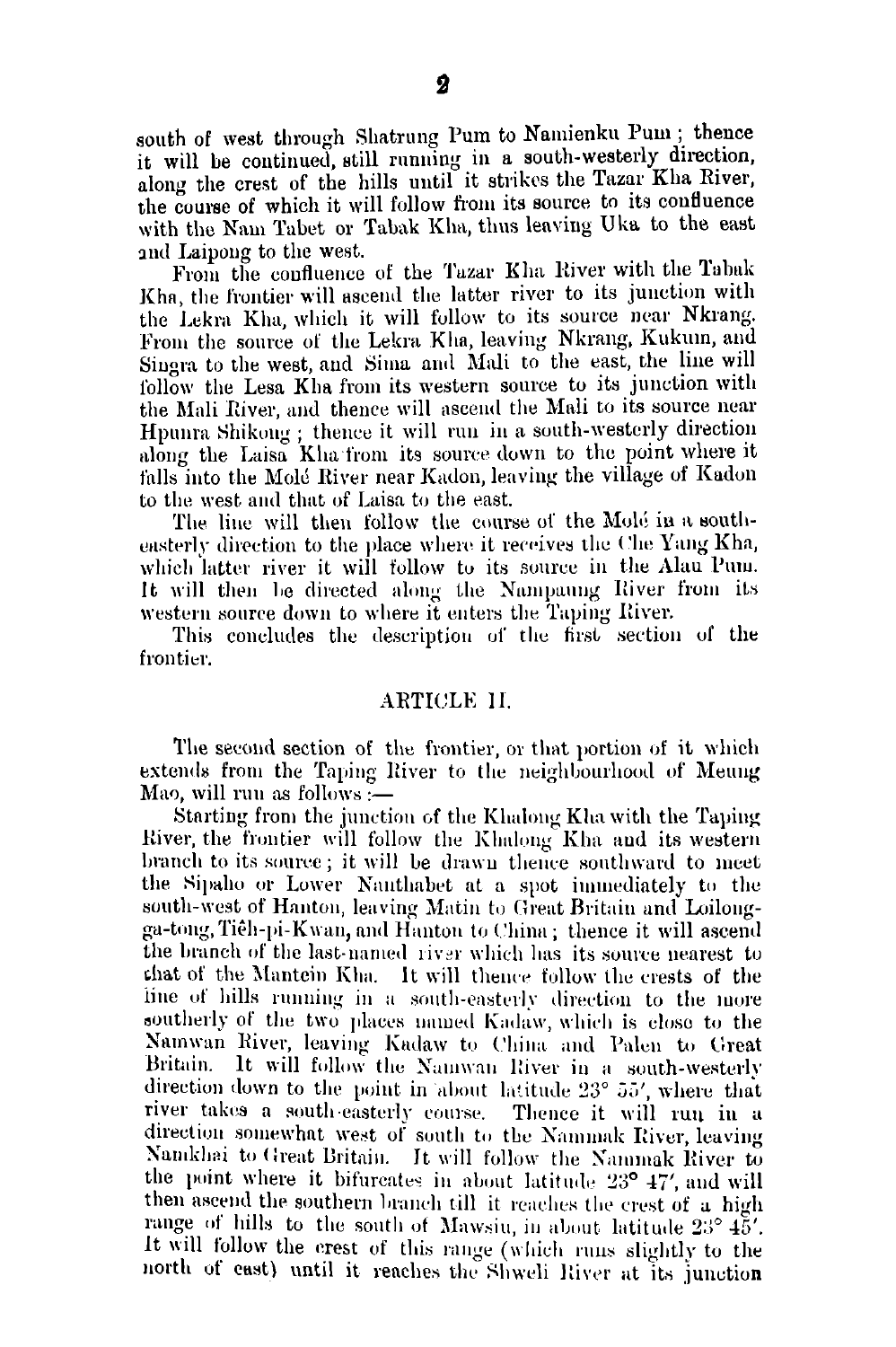south of west through Shatrung Pum to Namienku Pum; thence it will be continued, still running in a south-westerly direction, along the crest of the hills until it strikes the Tazar Kha River, the course of which it will follow from its source to its confluence with the Nam Tabet or Tabak Kha, thus leaving Uka to the east and Laipong to the west.

From the confluence of the Tazar Kha River with the Tabak Kha, the frontier will ascend the latter river to its junction with the Lekra Kha, which it will follow to its source near Nkrang. From the source of the Lekra Kha, leaving Nkrang, Kukum, and Singra to the west, and Sima and Mali to the east, the line will follow the Lesa Kha from its western source to its junction with the Mali River, and thence will ascend the Mali to its source near Hpunra Shikong; thence it will run in a south-westerly direction along the Laisa Kha from its source down to the point where it falls into the Molé River near Kadon, leaving the village of Kadon to the west and that of Laisa to the east.

The line will then follow the course of the Molé in a south-easterly direction to the place where it receives the Che Yang Kha, which latter river it will follow to its source in the Alau Pum. It will then be directed along the Nampaung River from its western source down to where it enters the Taping River.

This concludes the description of the first section of the frontier.

## ARTICLE II.

The second section of the frontier, or that portion of it which extends from the Taping River to the neighbourhood of Meung Mao, will run as follows:—

Starting from the junction of the Khalong Kha with the Taping River, the frontier will follow the Khalong Kha and its western branch to its source; it will be drawn thence southward to meet the Sipaho or Lower Nanthabet at a spot immediately to the south-west of Hanton, leaving Matin to Great Britain and Loilong-ga-tong, Tiêh-pi-Kwan, and Hanton to China; thence it will ascend the branch of the last-named river which has its source nearest to that of the Mantein Kha. It will thence follow the crests of the line of hills running in a south-easterly direction to the more southerly of the two places named Kadaw, which is close to the Namwan River, leaving Kadaw to China and Palen to Great Britain. It will follow the Namwan River in a south-westerly direction down to the point in about latitude 23° 55′, where that river takes a south-easterly course. Thence it will run in a direction somewhat west of south to the Nammak River, leaving Namkhai to Great Britain. It will follow the Nammak River to the point where it bifurcates in about latitude 23° 47′, and will then ascend the southern branch till it reaches the crest of a high range of hills to the south of Mawsiu, in about latitude 23° 45′. It will follow the crest of this range (which runs slightly to the north of east) until it reaches the Shweli River at its junction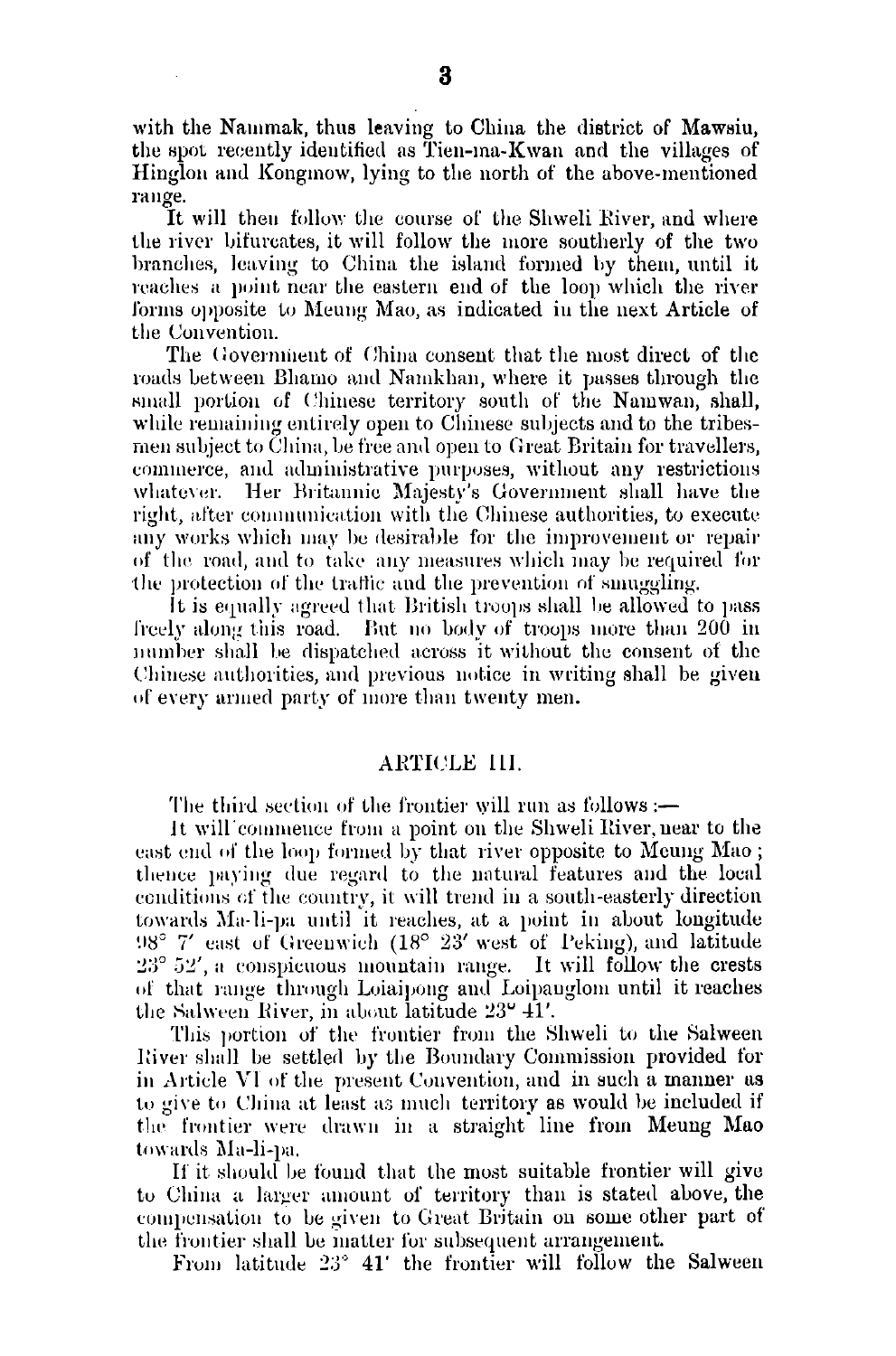with the Nammak, thus leaving to China the district of Mawsiu, the spot recently identified as Tien-ma-Kwan and the villages of Hinglon and Kongmow, lying to the north of the above-mentioned range.

It will then follow the course of the Shweli River, and where the river bifurcates, it will follow the more southerly of the two branches, leaving to China the island formed by them, until it reaches a point near the eastern end of the loop which the river forms opposite to Meung Mao, as indicated in the next Article of the Convention.

The Government of China consent that the most direct of the roads between Bhamo and Namkhan, where it passes through the small portion of Chinese territory south of the Namwan, shall, while remaining entirely open to Chinese subjects and to the tribesmen subject to China, be free and open to Great Britain for travellers, commerce, and administrative purposes, without any restrictions whatever. Her Britannic Majesty's Government shall have the right, after communication with the Chinese authorities, to execute any works which may be desirable for the improvement or repair of the road, and to take any measures which may be required for the protection of the traffic and the prevention of smuggling.

It is equally agreed that British troops shall be allowed to pass freely along this road. But no body of troops more than 200 in number shall be dispatched across it without the consent of the Chinese authorities, and previous notice in writing shall be given of every armed party of more than twenty men.

## ARTICLE III.

The third section of the frontier will run as follows:—

It will commence from a point on the Shweli River, near to the east end of the loop formed by that river opposite to Meung Mao; thence paying due regard to the natural features and the local conditions of the country, it will trend in a south-easterly direction towards Ma-li-pa until it reaches, at a point in about longitude 98° 7′ east of Greenwich (18° 23′ west of Peking), and latitude 23° 52′, a conspicuous mountain range. It will follow the crests of that range through Loiaipong and Loipauglom until it reaches the Salween River, in about latitude 23° 41′.

This portion of the frontier from the Shweli to the Salween River shall be settled by the Boundary Commission provided for in Article VI of the present Convention, and in such a manner as to give to China at least as much territory as would be included if the frontier were drawn in a straight line from Meung Mao towards Ma-li-pa.

If it should be found that the most suitable frontier will give to China a larger amount of territory than is stated above, the compensation to be given to Great Britain on some other part of the frontier shall be matter for subsequent arrangement.

From latitude 23° 41′ the frontier will follow the Salween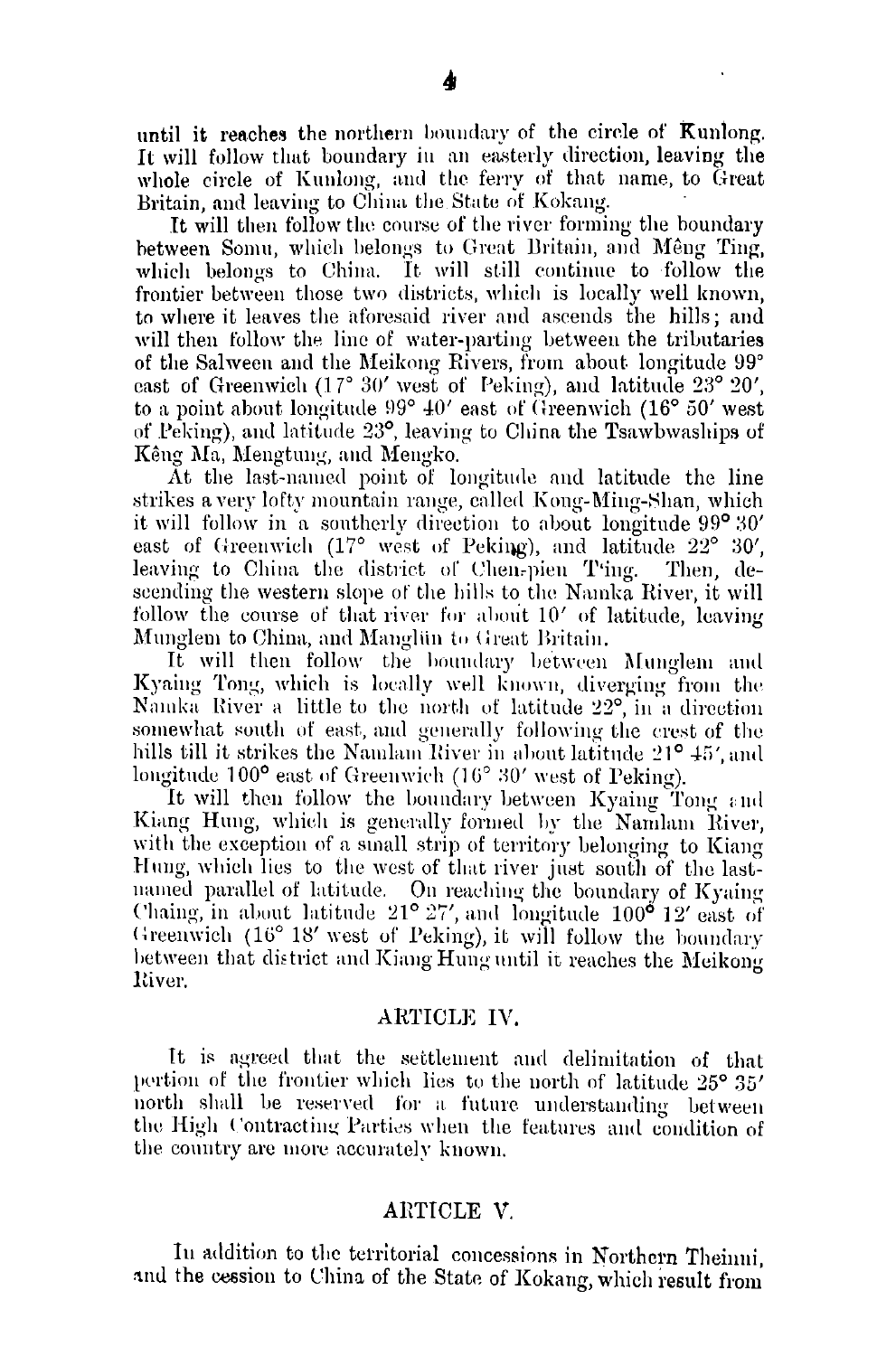until it reaches the northern boundary of the circle of Kunlong. It will follow that boundary in an easterly direction, leaving the whole circle of Kunlong, and the ferry of that name, to Great Britain, and leaving to China the State of Kokang.

It will then follow the course of the river forming the boundary between Somu, which belongs to Great Britain, and Mêng Ting, which belongs to China. It will still continue to follow the frontier between those two districts, which is locally well known, to where it leaves the aforesaid river and ascends the hills; and will then follow the line of water-parting between the tributaries of the Salween and the Meikong Rivers, from about longitude 99° east of Greenwich (17° 30′ west of Peking), and latitude 23° 20′, to a point about longitude 99° 40′ east of Greenwich (16° 50′ west of Peking), and latitude 23°, leaving to China the Tsawbwaships of Kêng Ma, Mengtung, and Mengko.

At the last-named point of longitude and latitude the line strikes a very lofty mountain range, called Kong-Ming-Shan, which it will follow in a southerly direction to about longitude 99° 30′ east of Greenwich (17° west of Peking), and latitude 22° 30′, leaving to China the district of Chen-pien T'ing. Then, descending the western slope of the hills to the Namka River, it will follow the course of that river for about 10′ of latitude, leaving Munglem to China, and Manglün to Great Britain.

It will then follow the boundary between Munglem and Kyaing Tong, which is locally well known, diverging from the Namka River a little to the north of latitude 22°, in a direction somewhat south of east, and generally following the crest of the hills till it strikes the Namlam River in about latitude 21° 45′, and longitude 100° east of Greenwich (16° 30′ west of Peking).

It will then follow the boundary between Kyaing Tong and Kiang Hung, which is generally formed by the Namlam River, with the exception of a small strip of territory belonging to Kiang Hung, which lies to the west of that river just south of the last-named parallel of latitude. On reaching the boundary of Kyaing Chaing, in about latitude 21° 27′, and longitude 100° 12′ east of Greenwich (16° 18′ west of Peking), it will follow the boundary between that district and Kiang Hung until it reaches the Meikong River.

## ARTICLE IV.

It is agreed that the settlement and delimitation of that portion of the frontier which lies to the north of latitude 25° 35′ north shall be reserved for a future understanding between the High Contracting Parties when the features and condition of the country are more accurately known.

## ARTICLE V.

In addition to the territorial concessions in Northern Theinni, and the cession to China of the State of Kokang, which result from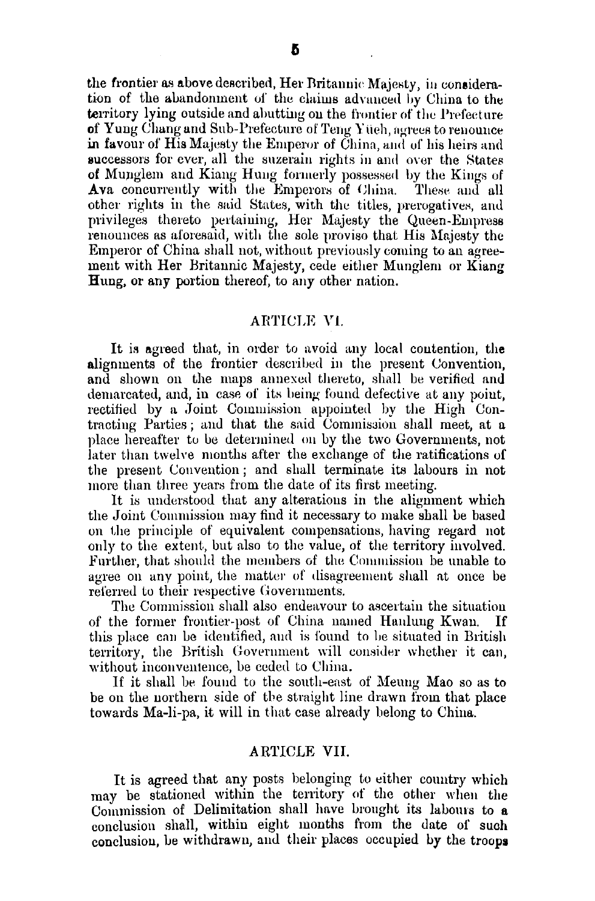the frontier as above described, Her Britannic Majesty, in consideration of the abandonment of the claims advanced by China to the territory lying outside and abutting on the frontier of the Prefecture of Yung Chang and Sub-Prefecture of Teng Yüeh, agrees to renounce in favour of His Majesty the Emperor of China, and of his heirs and successors for ever, all the suzerain rights in and over the States of Munglem and Kiang Hung formerly possessed by the Kings of Ava concurrently with the Emperors of China. These and all other rights in the said States, with the titles, prerogatives, and privileges thereto pertaining, Her Majesty the Queen-Empress renounces as aforesaid, with the sole proviso that His Majesty the Emperor of China shall not, without previously coming to an agreement with Her Britannic Majesty, cede either Munglem or Kiang Hung, or any portion thereof, to any other nation.

## ARTICLE VI.

It is agreed that, in order to avoid any local contention, the alignments of the frontier described in the present Convention, and shown on the maps annexed thereto, shall be verified and demarcated, and, in case of its being found defective at any point, rectified by a Joint Commission appointed by the High Contracting Parties; and that the said Commission shall meet, at a place hereafter to be determined on by the two Governments, not later than twelve months after the exchange of the ratifications of the present Convention; and shall terminate its labours in not more than three years from the date of its first meeting.

It is understood that any alterations in the alignment which the Joint Commission may find it necessary to make shall be based on the principle of equivalent compensations, having regard not only to the extent, but also to the value, of the territory involved. Further, that should the members of the Commission be unable to agree on any point, the matter of disagreement shall at once be referred to their respective Governments.

The Commission shall also endeavour to ascertain the situation of the former frontier-post of China named Hanlung Kwan. If this place can be identified, and is found to be situated in British territory, the British Government will consider whether it can, without inconvenience, be ceded to China.

If it shall be found to the south-east of Meung Mao so as to be on the northern side of the straight line drawn from that place towards Ma-li-pa, it will in that case already belong to China.

## ARTICLE VII.

It is agreed that any posts belonging to either country which may be stationed within the territory of the other when the Commission of Delimitation shall have brought its labours to a conclusion shall, within eight months from the date of such conclusion, be withdrawn, and their places occupied by the troops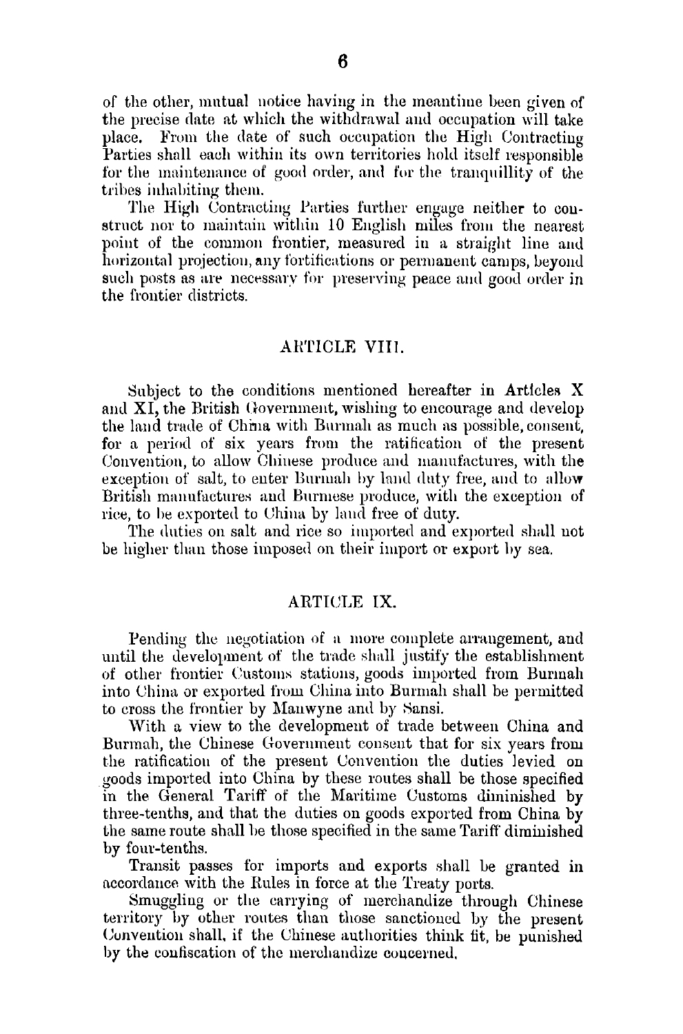of the other, mutual notice having in the meantime been given of the precise date at which the withdrawal and occupation will take place. From the date of such occupation the High Contracting Parties shall each within its own territories hold itself responsible for the maintenance of good order, and for the tranquillity of the tribes inhabiting them.

The High Contracting Parties further engage neither to construct nor to maintain within 10 English miles from the nearest point of the common frontier, measured in a straight line and horizontal projection, any fortifications or permanent camps, beyond such posts as are necessary for preserving peace and good order in the frontier districts.

## ARTICLE VIII.

Subject to the conditions mentioned hereafter in Articles X and XI, the British Government, wishing to encourage and develop the land trade of China with Burmah as much as possible, consent, for a period of six years from the ratification of the present Convention, to allow Chinese produce and manufactures, with the exception of salt, to enter Burmah by land duty free, and to allow British manufactures and Burmese produce, with the exception of rice, to be exported to China by land free of duty.

The duties on salt and rice so imported and exported shall not be higher than those imposed on their import or export by sea.

## ARTICLE IX.

Pending the negotiation of a more complete arrangement, and until the development of the trade shall justify the establishment of other frontier Customs stations, goods imported from Burmah into China or exported from China into Burmah shall be permitted to cross the frontier by Manwyne and by Sansi.

With a view to the development of trade between China and Burmah, the Chinese Government consent that for six years from the ratification of the present Convention the duties levied on goods imported into China by these routes shall be those specified in the General Tariff of the Maritime Customs diminished by three-tenths, and that the duties on goods exported from China by the same route shall be those specified in the same Tariff diminished by four-tenths.

Transit passes for imports and exports shall be granted in accordance with the Rules in force at the Treaty ports.

Smuggling or the carrying of merchandize through Chinese territory by other routes than those sanctioned by the present Convention shall, if the Chinese authorities think fit, be punished by the confiscation of the merchandize concerned.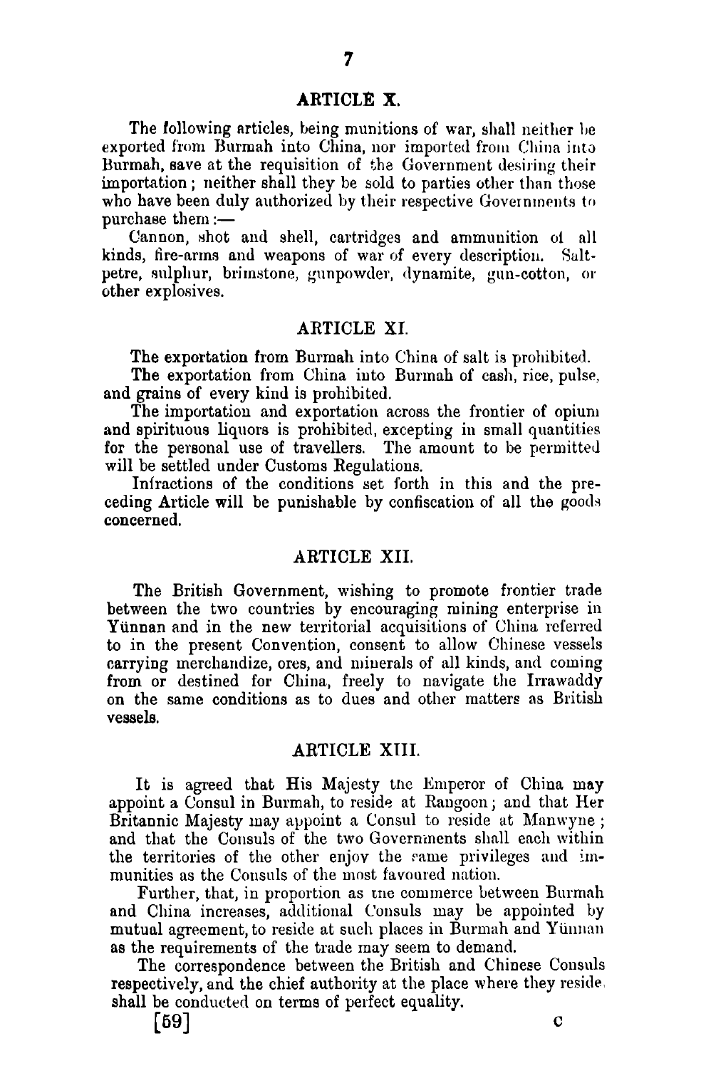## ARTICLE X.

The following articles, being munitions of war, shall neither be exported from Burmah into China, nor imported from China into Burmah, save at the requisition of the Government desiring their importation; neither shall they be sold to parties other than those who have been duly authorized by their respective Governments to purchase them:—

Cannon, shot and shell, cartridges and ammunition of all kinds, fire-arms and weapons of war of every description. Salt-petre, sulphur, brimstone, gunpowder, dynamite, gun-cotton, or other explosives.

## ARTICLE XI.

The exportation from Burmah into China of salt is prohibited.

The exportation from China into Burmah of cash, rice, pulse, and grains of every kind is prohibited.

The importation and exportation across the frontier of opium and spirituous liquors is prohibited, excepting in small quantities for the personal use of travellers. The amount to be permitted will be settled under Customs Regulations.

Infractions of the conditions set forth in this and the preceding Article will be punishable by confiscation of all the goods concerned.

## ARTICLE XII.

The British Government, wishing to promote frontier trade between the two countries by encouraging mining enterprise in Yünnan and in the new territorial acquisitions of China referred to in the present Convention, consent to allow Chinese vessels carrying merchandize, ores, and minerals of all kinds, and coming from or destined for China, freely to navigate the Irrawaddy on the same conditions as to dues and other matters as British vessels.

## ARTICLE XIII.

It is agreed that His Majesty the Emperor of China may appoint a Consul in Burmah, to reside at Rangoon; and that Her Britannic Majesty may appoint a Consul to reside at Manwyne; and that the Consuls of the two Governments shall each within the territories of the other enjoy the same privileges and immunities as the Consuls of the most favoured nation.

Further, that, in proportion as the commerce between Burmah and China increases, additional Consuls may be appointed by mutual agreement, to reside at such places in Burmah and Yünnan as the requirements of the trade may seem to demand.

The correspondence between the British and Chinese Consuls respectively, and the chief authority at the place where they reside, shall be conducted on terms of perfect equality.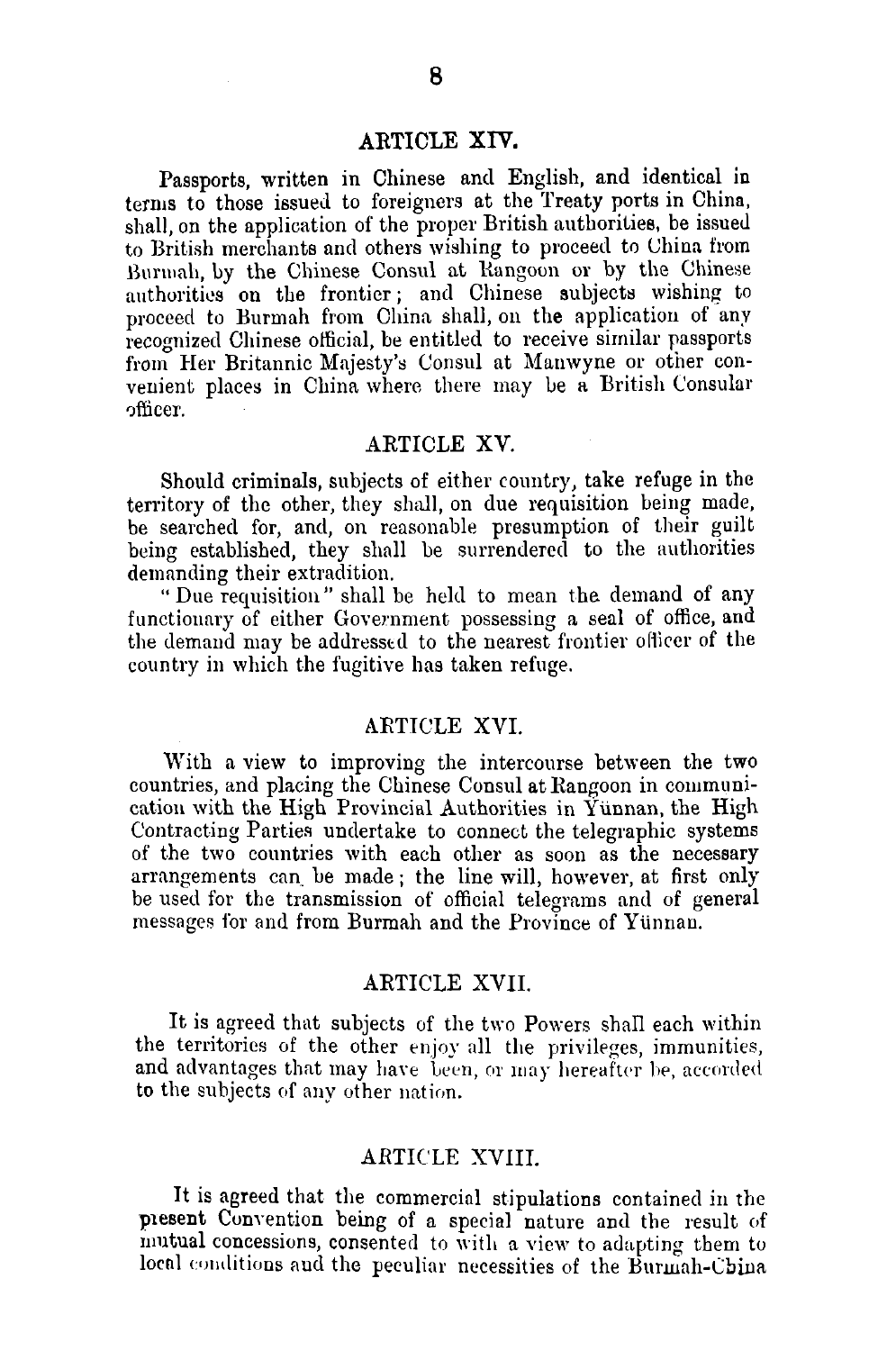## ARTICLE XIV.

Passports, written in Chinese and English, and identical in terms to those issued to foreigners at the Treaty ports in China, shall, on the application of the proper British authorities, be issued to British merchants and others wishing to proceed to China from Burmah, by the Chinese Consul at Rangoon or by the Chinese authorities on the frontier; and Chinese subjects wishing to proceed to Burmah from China shall, on the application of any recognized Chinese official, be entitled to receive similar passports from Her Britannic Majesty's Consul at Manwyne or other convenient places in China where there may be a British Consular officer.

## ARTICLE XV.

Should criminals, subjects of either country, take refuge in the territory of the other, they shall, on due requisition being made, be searched for, and, on reasonable presumption of their guilt being established, they shall be surrendered to the authorities demanding their extradition.

"Due requisition" shall be held to mean the demand of any functionary of either Government possessing a seal of office, and the demand may be addressed to the nearest frontier officer of the country in which the fugitive has taken refuge.

## ARTICLE XVI.

With a view to improving the intercourse between the two countries, and placing the Chinese Consul at Rangoon in communication with the High Provincial Authorities in Yünnan, the High Contracting Parties undertake to connect the telegraphic systems of the two countries with each other as soon as the necessary arrangements can be made; the line will, however, at first only be used for the transmission of official telegrams and of general messages for and from Burmah and the Province of Yünnan.

## ARTICLE XVII.

It is agreed that subjects of the two Powers shall each within the territories of the other enjoy all the privileges, immunities, and advantages that may have been, or may hereafter be, accorded to the subjects of any other nation.

## ARTICLE XVIII.

It is agreed that the commercial stipulations contained in the present Convention being of a special nature and the result of mutual concessions, consented to with a view to adapting them to local conditions and the peculiar necessities of the Burmah-China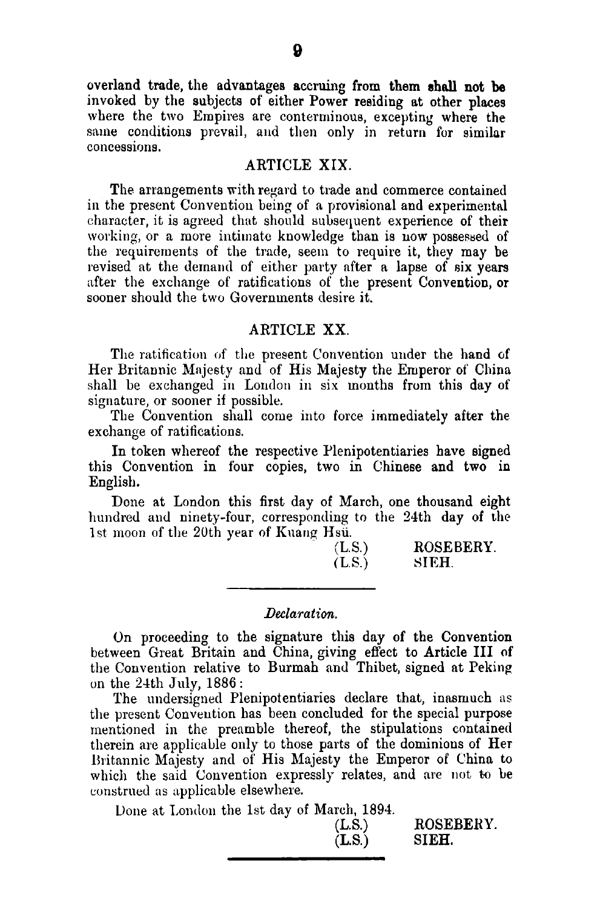overland trade, the advantages accruing from them shall not be invoked by the subjects of either Power residing at other places where the two Empires are conterminous, excepting where the same conditions prevail, and then only in return for similar concessions.

## ARTICLE XIX.

The arrangements with regard to trade and commerce contained in the present Convention being of a provisional and experimental character, it is agreed that should subsequent experience of their working, or a more intimate knowledge than is now possessed of the requirements of the trade, seem to require it, they may be revised at the demand of either party after a lapse of six years after the exchange of ratifications of the present Convention, or sooner should the two Governments desire it.

## ARTICLE XX.

The ratification of the present Convention under the hand of Her Britannic Majesty and of His Majesty the Emperor of China shall be exchanged in London in six months from this day of signature, or sooner if possible.

The Convention shall come into force immediately after the exchange of ratifications.

In token whereof the respective Plenipotentiaries have signed this Convention in four copies, two in Chinese and two in English.

Done at London this first day of March, one thousand eight hundred and ninety-four, corresponding to the 24th day of the 1st moon of the 20th year of Kuang Hsü.

(L.S.) ROSEBERY.
(L.S.) SIEH.

---

*Declaration.*

On proceeding to the signature this day of the Convention between Great Britain and China, giving effect to Article III of the Convention relative to Burmah and Thibet, signed at Peking on the 24th July, 1886:

The undersigned Plenipotentiaries declare that, inasmuch as the present Convention has been concluded for the special purpose mentioned in the preamble thereof, the stipulations contained therein are applicable only to those parts of the dominions of Her Britannic Majesty and of His Majesty the Emperor of China to which the said Convention expressly relates, and are not to be construed as applicable elsewhere.

Done at London the 1st day of March, 1894.

(L.S.) ROSEBERY.
(L.S.) SIEH.